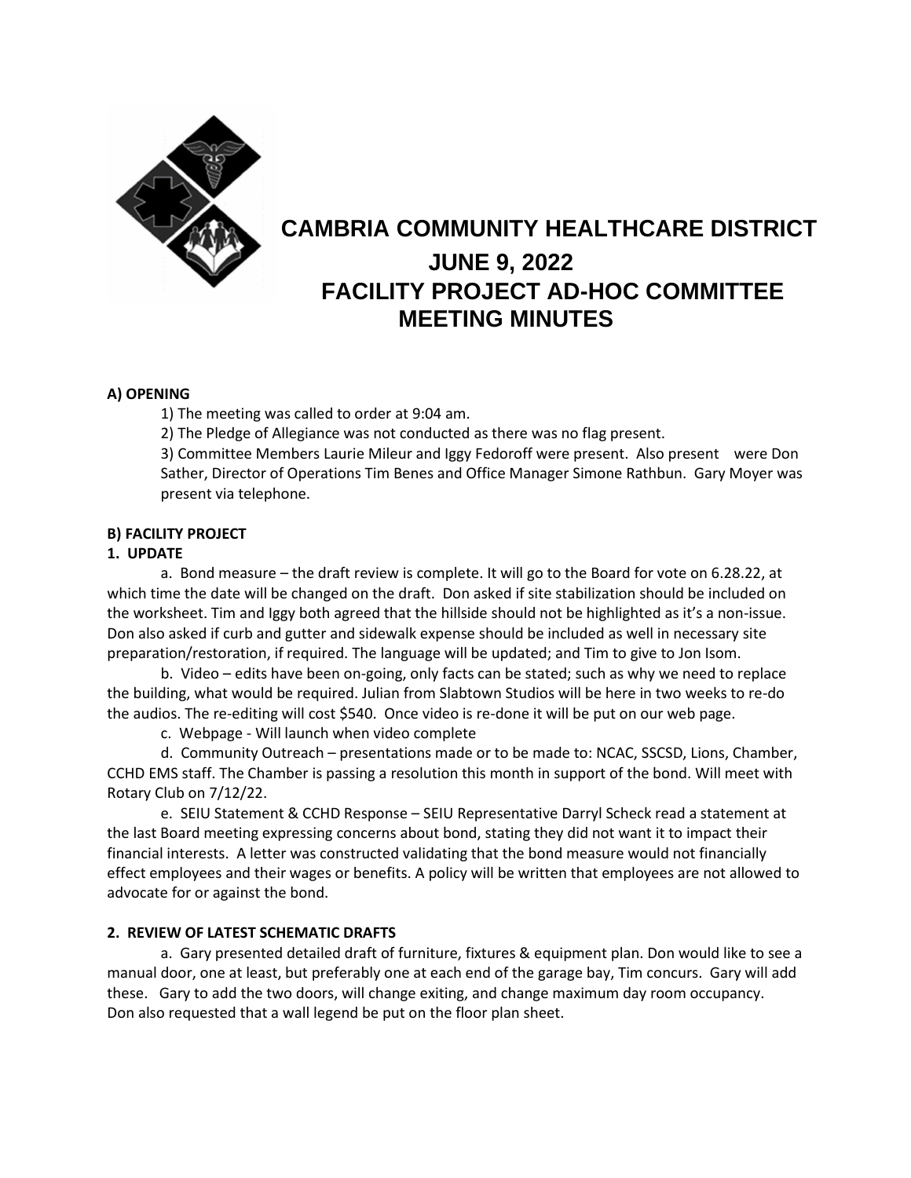# CAMBRIA COMMUNITY HEALTHCARE DISTRICT

## JUNE 9, 2022

## FACILITY PROJECT AD-HOC COMMITTEE MEETING MINUTES

**A) OPENING**

1) The meeting was called to order at 9:04 am.

2) The Pledge of Allegiance was not conducted as there was no flag present.

3) Committee Members Laurie Mileur and Iggy Fedoroff were present. Also present were Don Sather, Director of Operations Tim Benes and Office Manager Simone Rathbun. Gary Moyer was present via telephone.

**B) FACILITY PROJECT**

**1. UPDATE**

a. Bond measure – the draft review is complete. It will go to the Board for vote on 6.28.22, at which time the date will be changed on the draft. Don asked if site stabilization should be included on the worksheet. Tim and Iggy both agreed that the hillside should not be highlighted as it's a non-issue. Don also asked if curb and gutter and sidewalk expense should be included as well in necessary site preparation/restoration, if required. The language will be updated; and Tim to give to Jon Isom.

b. Video – edits have been on-going, only facts can be stated; such as why we need to replace the building, what would be required. Julian from Slabtown Studios will be here in two weeks to re-do the audios. The re-editing will cost $540. Once video is re-done it will be put on our web page.

c. Webpage - Will launch when video complete

d. Community Outreach – presentations made or to be made to: NCAC, SSCSD, Lions, Chamber, CCHD EMS staff. The Chamber is passing a resolution this month in support of the bond. Will meet with Rotary Club on 7/12/22.

e. SEIU Statement & CCHD Response – SEIU Representative Darryl Scheck read a statement at the last Board meeting expressing concerns about bond, stating they did not want it to impact their financial interests. A letter was constructed validating that the bond measure would not financially effect employees and their wages or benefits. A policy will be written that employees are not allowed to advocate for or against the bond.

**2. REVIEW OF LATEST SCHEMATIC DRAFTS**

a. Gary presented detailed draft of furniture, fixtures & equipment plan. Don would like to see a manual door, one at least, but preferably one at each end of the garage bay, Tim concurs. Gary will add these. Gary to add the two doors, will change exiting, and change maximum day room occupancy. Don also requested that a wall legend be put on the floor plan sheet.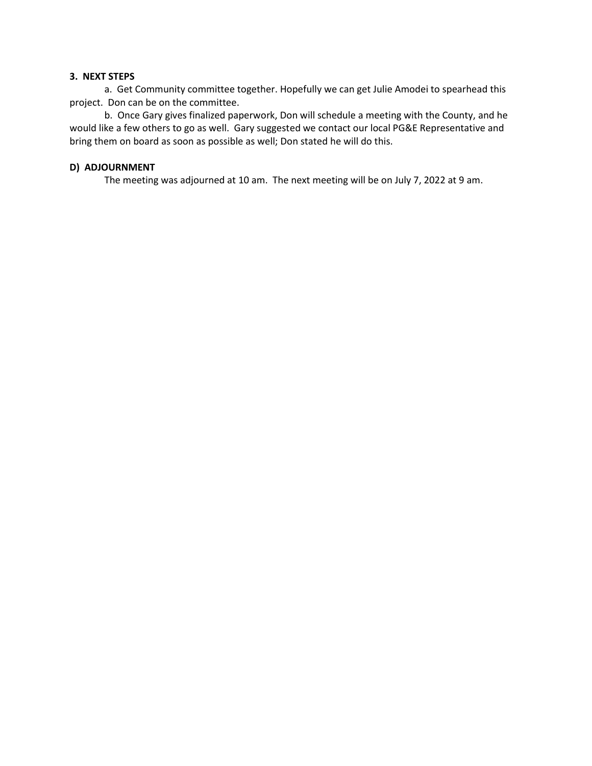**3. NEXT STEPS**

a. Get Community committee together. Hopefully we can get Julie Amodei to spearhead this project. Don can be on the committee.

b. Once Gary gives finalized paperwork, Don will schedule a meeting with the County, and he would like a few others to go as well. Gary suggested we contact our local PG&E Representative and bring them on board as soon as possible as well; Don stated he will do this.

**D) ADJOURNMENT**

The meeting was adjourned at 10 am. The next meeting will be on July 7, 2022 at 9 am.